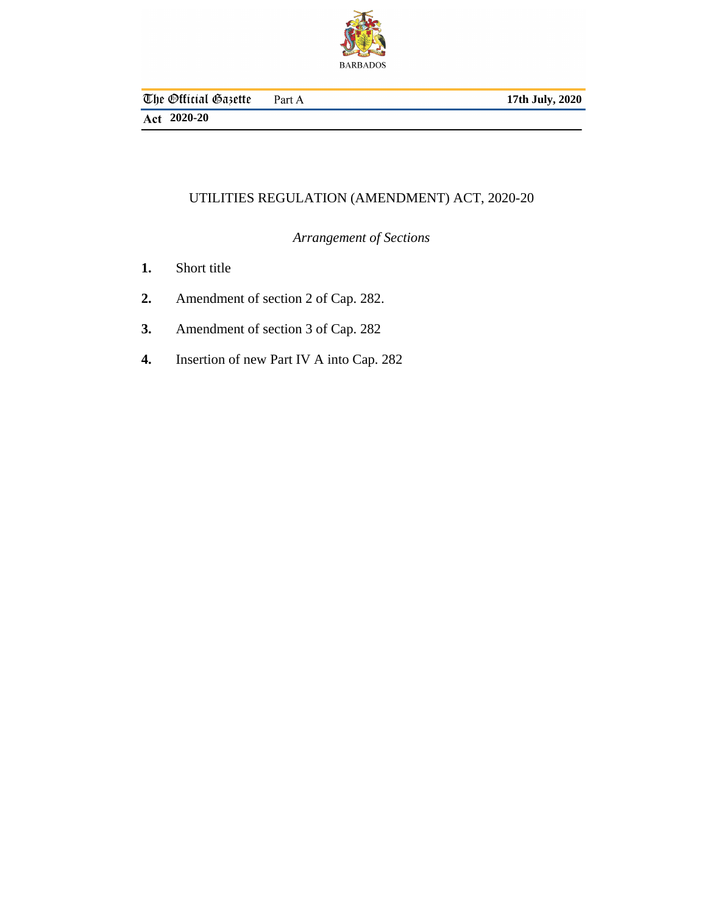BARBADOS

The Official Gazette Part A 17th July, 2020

Act 2020-20

# UTILITIES REGULATION (AMENDMENT) ACT, 2020-20

*Arrangement of Sections*

**1.** Short title

**2.** Amendment of section 2 of Cap. 282.

**3.** Amendment of section 3 of Cap. 282

**4.** Insertion of new Part IV A into Cap. 282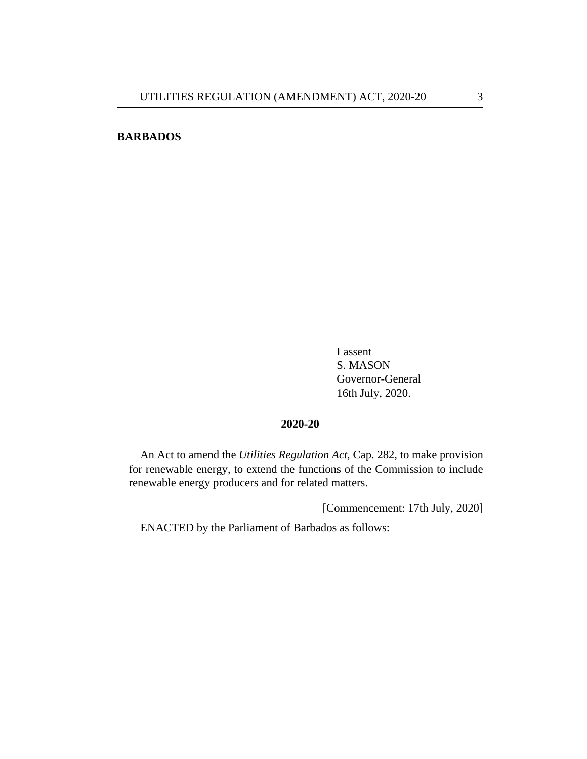**BARBADOS**

I assent
S. MASON
Governor-General
16th July, 2020.

**2020-20**

An Act to amend the *Utilities Regulation Act*, Cap. 282, to make provision for renewable energy, to extend the functions of the Commission to include renewable energy producers and for related matters.

[Commencement: 17th July, 2020]

ENACTED by the Parliament of Barbados as follows: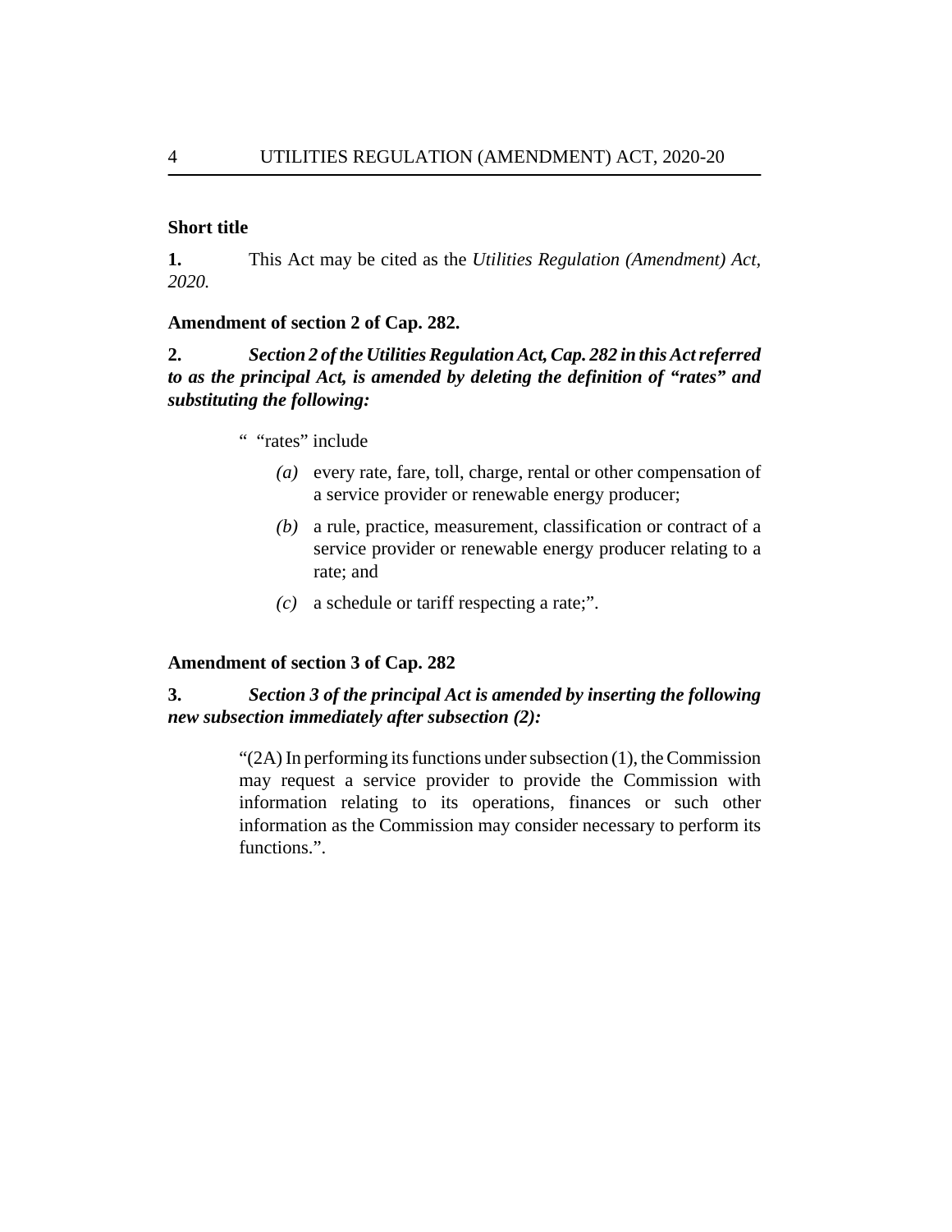### Short title

**1.** This Act may be cited as the *Utilities Regulation (Amendment) Act, 2020.*

### Amendment of section 2 of Cap. 282.

**2.** ***Section 2 of the Utilities Regulation Act, Cap. 282 in this Act referred to as the principal Act, is amended by deleting the definition of "rates" and substituting the following:***

> " "rates" include
>
> *(a)* every rate, fare, toll, charge, rental or other compensation of a service provider or renewable energy producer;
>
> *(b)* a rule, practice, measurement, classification or contract of a service provider or renewable energy producer relating to a rate; and
>
> *(c)* a schedule or tariff respecting a rate;".

### Amendment of section 3 of Cap. 282

**3.** ***Section 3 of the principal Act is amended by inserting the following new subsection immediately after subsection (2):***

> "(2A) In performing its functions under subsection (1), the Commission may request a service provider to provide the Commission with information relating to its operations, finances or such other information as the Commission may consider necessary to perform its functions.".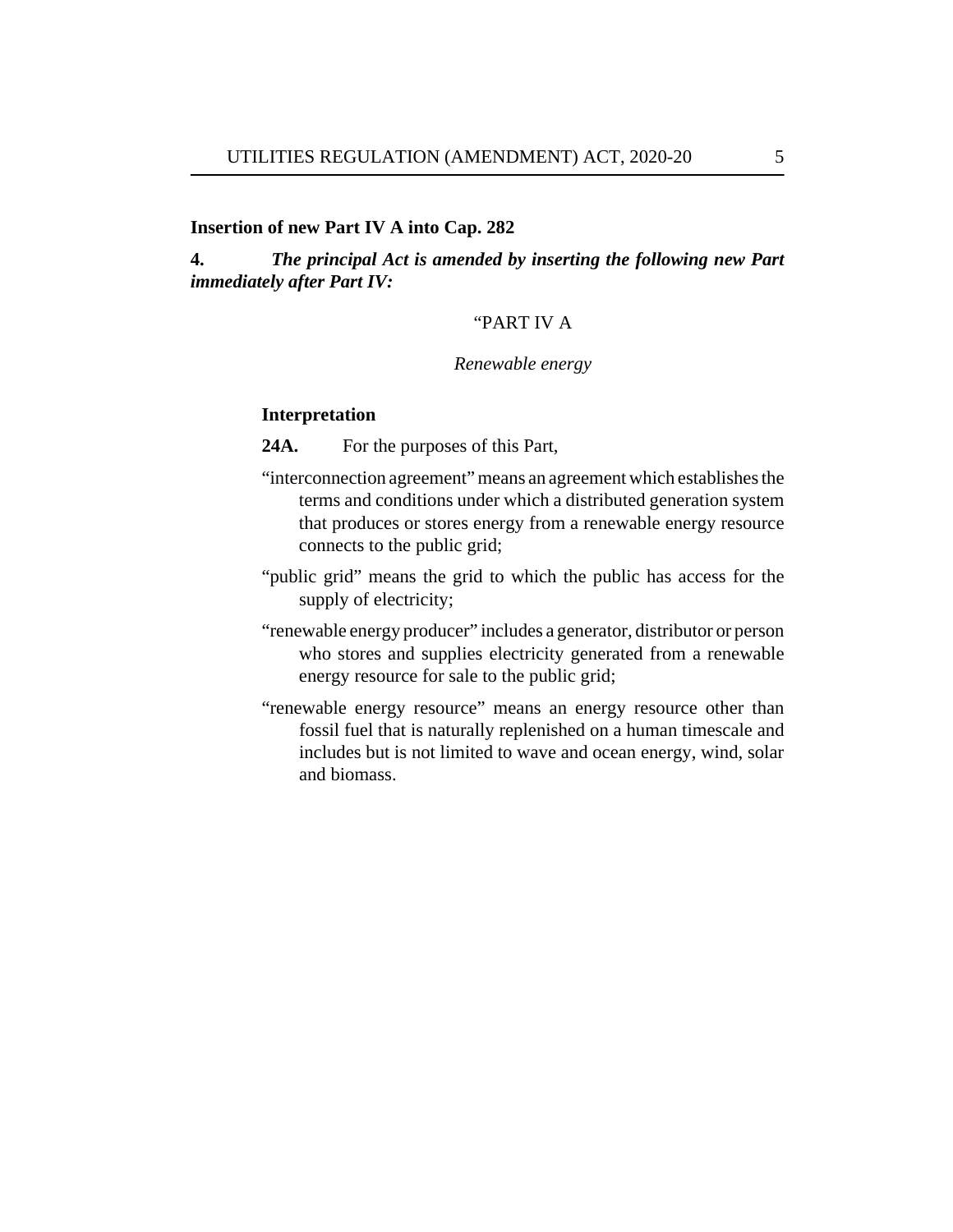**Insertion of new Part IV A into Cap. 282**

**4.** ***The principal Act is amended by inserting the following new Part immediately after Part IV:***

"PART IV A

*Renewable energy*

**Interpretation**

**24A.** For the purposes of this Part,

"interconnection agreement" means an agreement which establishes the terms and conditions under which a distributed generation system that produces or stores energy from a renewable energy resource connects to the public grid;

"public grid" means the grid to which the public has access for the supply of electricity;

"renewable energy producer" includes a generator, distributor or person who stores and supplies electricity generated from a renewable energy resource for sale to the public grid;

"renewable energy resource" means an energy resource other than fossil fuel that is naturally replenished on a human timescale and includes but is not limited to wave and ocean energy, wind, solar and biomass.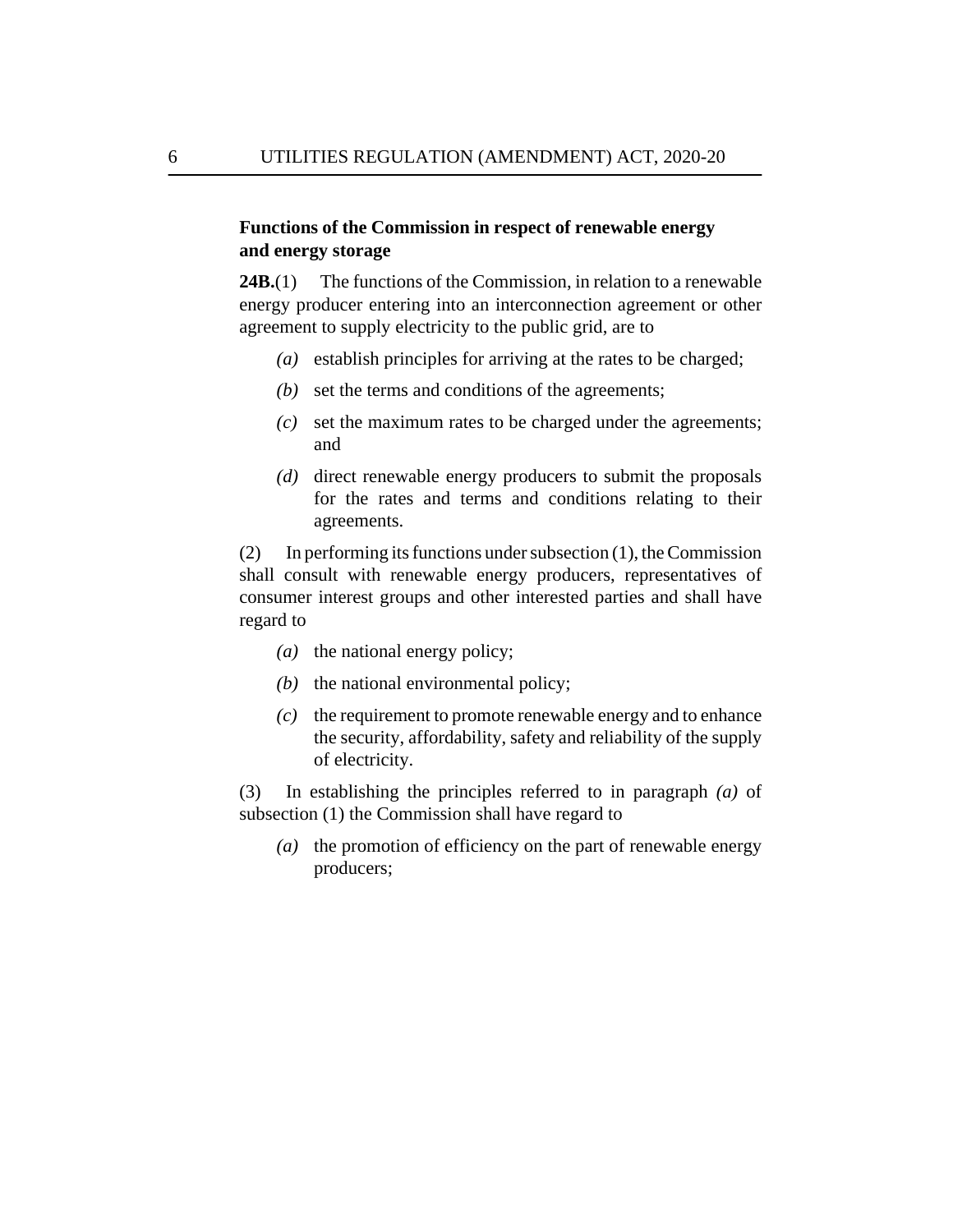**Functions of the Commission in respect of renewable energy and energy storage**

**24B.**(1) The functions of the Commission, in relation to a renewable energy producer entering into an interconnection agreement or other agreement to supply electricity to the public grid, are to

- *(a)* establish principles for arriving at the rates to be charged;
- *(b)* set the terms and conditions of the agreements;
- *(c)* set the maximum rates to be charged under the agreements; and
- *(d)* direct renewable energy producers to submit the proposals for the rates and terms and conditions relating to their agreements.

(2) In performing its functions under subsection (1), the Commission shall consult with renewable energy producers, representatives of consumer interest groups and other interested parties and shall have regard to

- *(a)* the national energy policy;
- *(b)* the national environmental policy;
- *(c)* the requirement to promote renewable energy and to enhance the security, affordability, safety and reliability of the supply of electricity.

(3) In establishing the principles referred to in paragraph *(a)* of subsection (1) the Commission shall have regard to

- *(a)* the promotion of efficiency on the part of renewable energy producers;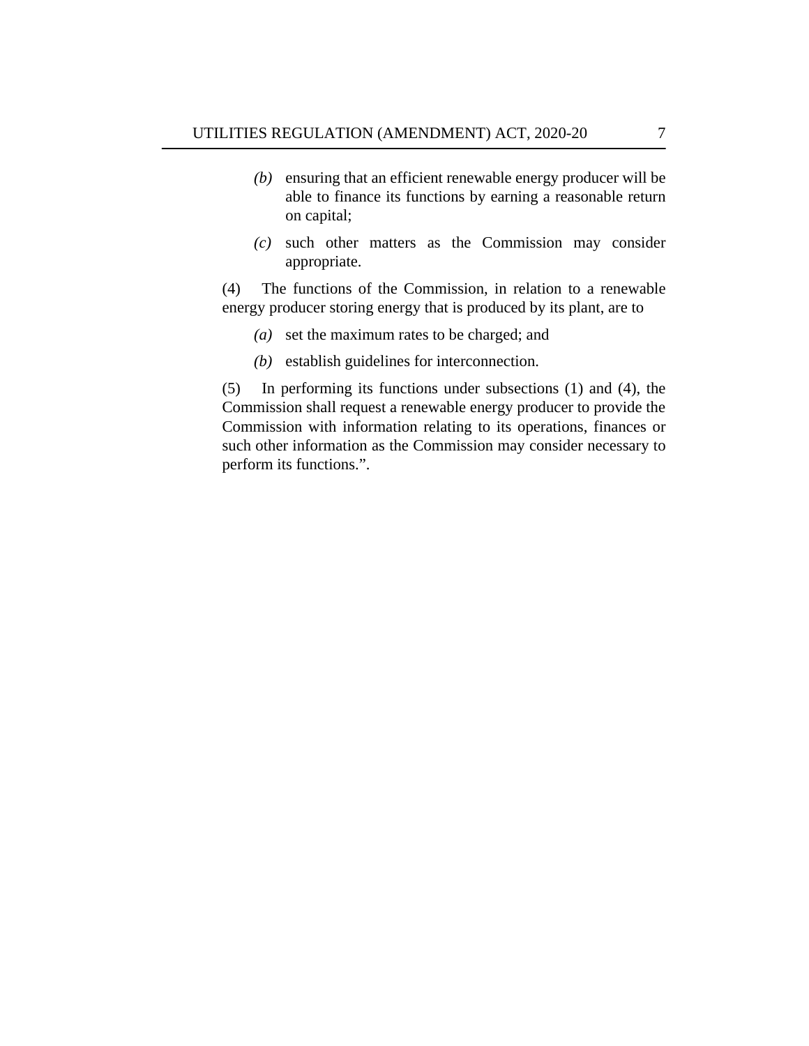*(b)* ensuring that an efficient renewable energy producer will be able to finance its functions by earning a reasonable return on capital;

*(c)* such other matters as the Commission may consider appropriate.

(4) The functions of the Commission, in relation to a renewable energy producer storing energy that is produced by its plant, are to

*(a)* set the maximum rates to be charged; and

*(b)* establish guidelines for interconnection.

(5) In performing its functions under subsections (1) and (4), the Commission shall request a renewable energy producer to provide the Commission with information relating to its operations, finances or such other information as the Commission may consider necessary to perform its functions.".